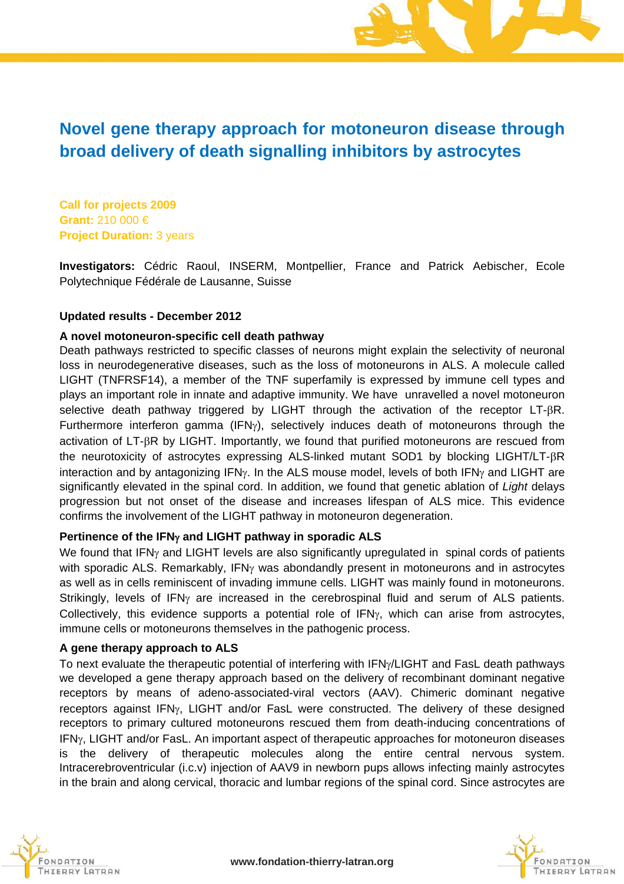# Novel gene therapy approach for motoneuron disease through broad delivery of death signalling inhibitors by astrocytes

**Call for projects 2009**
**Grant:** 210 000 €
**Project Duration:** 3 years

**Investigators:** Cédric Raoul, INSERM, Montpellier, France and Patrick Aebischer, Ecole Polytechnique Fédérale de Lausanne, Suisse

**Updated results - December 2012**

**A novel motoneuron-specific cell death pathway**

Death pathways restricted to specific classes of neurons might explain the selectivity of neuronal loss in neurodegenerative diseases, such as the loss of motoneurons in ALS. A molecule called LIGHT (TNFRSF14), a member of the TNF superfamily is expressed by immune cell types and plays an important role in innate and adaptive immunity. We have unravelled a novel motoneuron selective death pathway triggered by LIGHT through the activation of the receptor LT-βR. Furthermore interferon gamma (IFNγ), selectively induces death of motoneurons through the activation of LT-βR by LIGHT. Importantly, we found that purified motoneurons are rescued from the neurotoxicity of astrocytes expressing ALS-linked mutant SOD1 by blocking LIGHT/LT-βR interaction and by antagonizing IFNγ. In the ALS mouse model, levels of both IFNγ and LIGHT are significantly elevated in the spinal cord. In addition, we found that genetic ablation of *Light* delays progression but not onset of the disease and increases lifespan of ALS mice. This evidence confirms the involvement of the LIGHT pathway in motoneuron degeneration.

**Pertinence of the IFNγ and LIGHT pathway in sporadic ALS**

We found that IFNγ and LIGHT levels are also significantly upregulated in spinal cords of patients with sporadic ALS. Remarkably, IFNγ was abondandly present in motoneurons and in astrocytes as well as in cells reminiscent of invading immune cells. LIGHT was mainly found in motoneurons. Strikingly, levels of IFNγ are increased in the cerebrospinal fluid and serum of ALS patients. Collectively, this evidence supports a potential role of IFNγ, which can arise from astrocytes, immune cells or motoneurons themselves in the pathogenic process.

**A gene therapy approach to ALS**

To next evaluate the therapeutic potential of interfering with IFNγ/LIGHT and FasL death pathways we developed a gene therapy approach based on the delivery of recombinant dominant negative receptors by means of adeno-associated-viral vectors (AAV). Chimeric dominant negative receptors against IFNγ, LIGHT and/or FasL were constructed. The delivery of these designed receptors to primary cultured motoneurons rescued them from death-inducing concentrations of IFNγ, LIGHT and/or FasL. An important aspect of therapeutic approaches for motoneuron diseases is the delivery of therapeutic molecules along the entire central nervous system. Intracerebroventricular (i.c.v) injection of AAV9 in newborn pups allows infecting mainly astrocytes in the brain and along cervical, thoracic and lumbar regions of the spinal cord. Since astrocytes are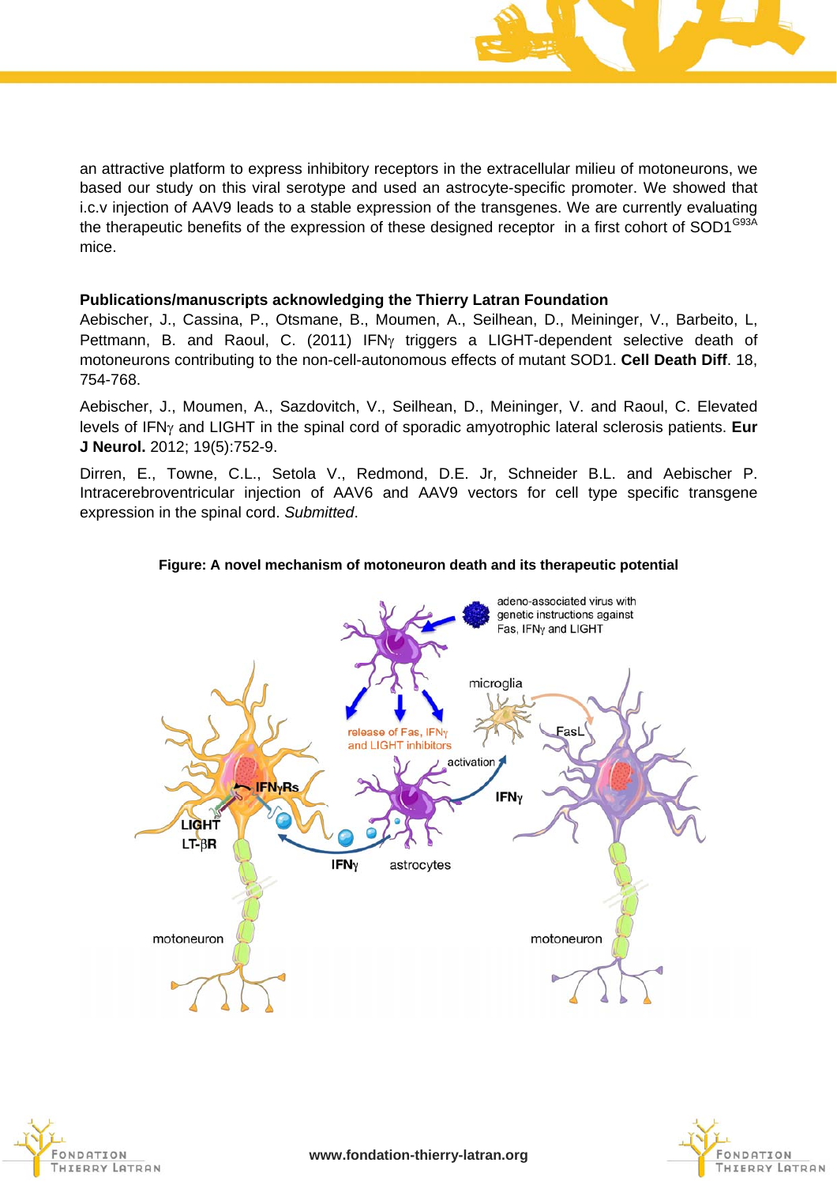an attractive platform to express inhibitory receptors in the extracellular milieu of motoneurons, we based our study on this viral serotype and used an astrocyte-specific promoter. We showed that i.c.v injection of AAV9 leads to a stable expression of the transgenes. We are currently evaluating the therapeutic benefits of the expression of these designed receptor in a first cohort of $SOD1^{G93A}$ mice.

**Publications/manuscripts acknowledging the Thierry Latran Foundation**

Aebischer, J., Cassina, P., Otsmane, B., Moumen, A., Seilhean, D., Meininger, V., Barbeito, L, Pettmann, B. and Raoul, C. (2011) IFNγ triggers a LIGHT-dependent selective death of motoneurons contributing to the non-cell-autonomous effects of mutant SOD1. **Cell Death Diff**. 18, 754-768.

Aebischer, J., Moumen, A., Sazdovitch, V., Seilhean, D., Meininger, V. and Raoul, C. Elevated levels of IFNγ and LIGHT in the spinal cord of sporadic amyotrophic lateral sclerosis patients. **Eur J Neurol.** 2012; 19(5):752-9.

Dirren, E., Towne, C.L., Setola V., Redmond, D.E. Jr, Schneider B.L. and Aebischer P. Intracerebroventricular injection of AAV6 and AAV9 vectors for cell type specific transgene expression in the spinal cord. *Submitted*.

**Figure: A novel mechanism of motoneuron death and its therapeutic potential**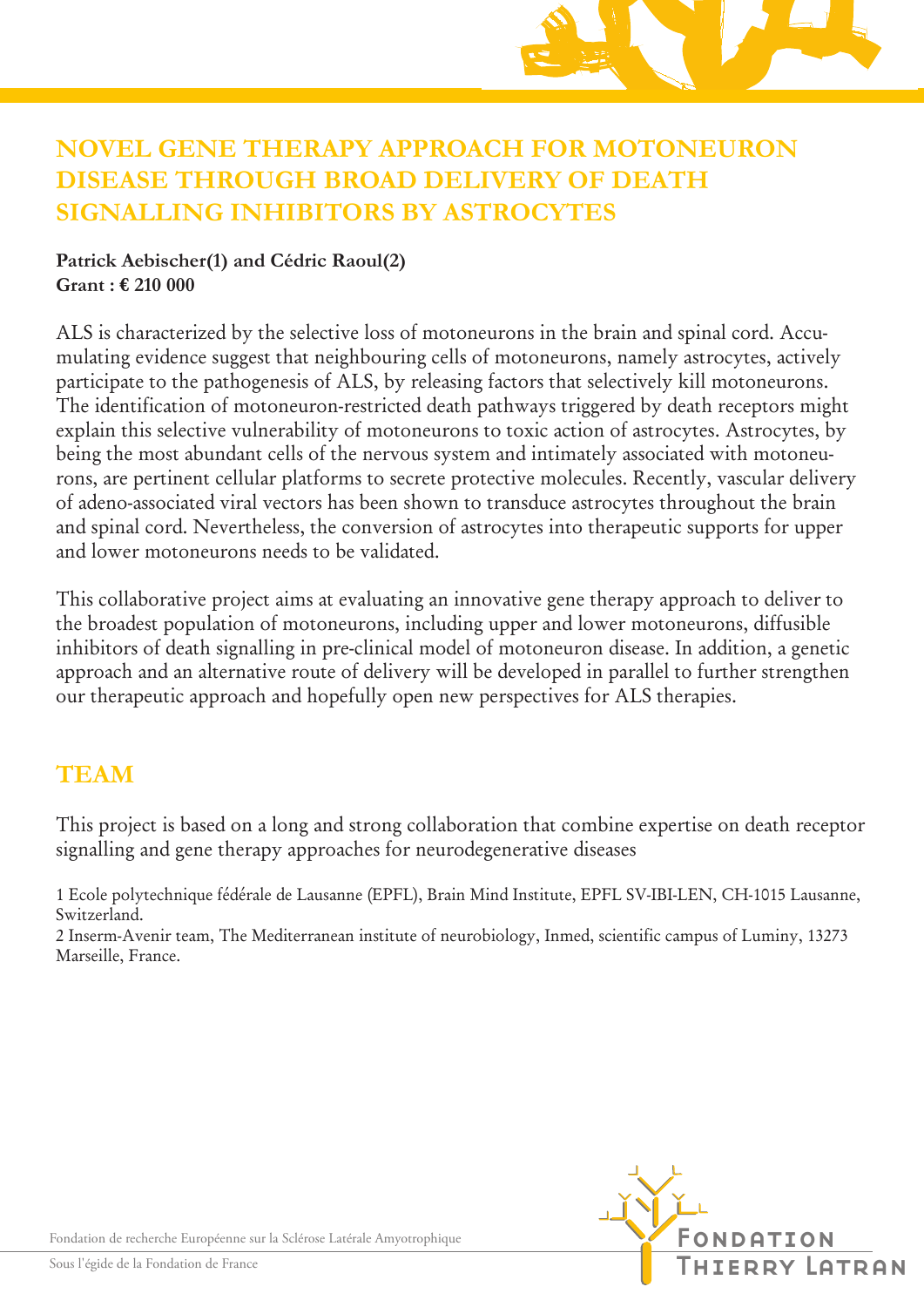# NOVEL GENE THERAPY APPROACH FOR MOTONEURON DISEASE THROUGH BROAD DELIVERY OF DEATH SIGNALLING INHIBITORS BY ASTROCYTES

**Patrick Aebischer(1) and Cédric Raoul(2)**
**Grant : € 210 000**

ALS is characterized by the selective loss of motoneurons in the brain and spinal cord. Accumulating evidence suggest that neighbouring cells of motoneurons, namely astrocytes, actively participate to the pathogenesis of ALS, by releasing factors that selectively kill motoneurons. The identification of motoneuron-restricted death pathways triggered by death receptors might explain this selective vulnerability of motoneurons to toxic action of astrocytes. Astrocytes, by being the most abundant cells of the nervous system and intimately associated with motoneurons, are pertinent cellular platforms to secrete protective molecules. Recently, vascular delivery of adeno-associated viral vectors has been shown to transduce astrocytes throughout the brain and spinal cord. Nevertheless, the conversion of astrocytes into therapeutic supports for upper and lower motoneurons needs to be validated.

This collaborative project aims at evaluating an innovative gene therapy approach to deliver to the broadest population of motoneurons, including upper and lower motoneurons, diffusible inhibitors of death signalling in pre-clinical model of motoneuron disease. In addition, a genetic approach and an alternative route of delivery will be developed in parallel to further strengthen our therapeutic approach and hopefully open new perspectives for ALS therapies.

## TEAM

This project is based on a long and strong collaboration that combine expertise on death receptor signalling and gene therapy approaches for neurodegenerative diseases

1 Ecole polytechnique fédérale de Lausanne (EPFL), Brain Mind Institute, EPFL SV-IBI-LEN, CH-1015 Lausanne, Switzerland.

2 Inserm-Avenir team, The Mediterranean institute of neurobiology, Inmed, scientific campus of Luminy, 13273 Marseille, France.